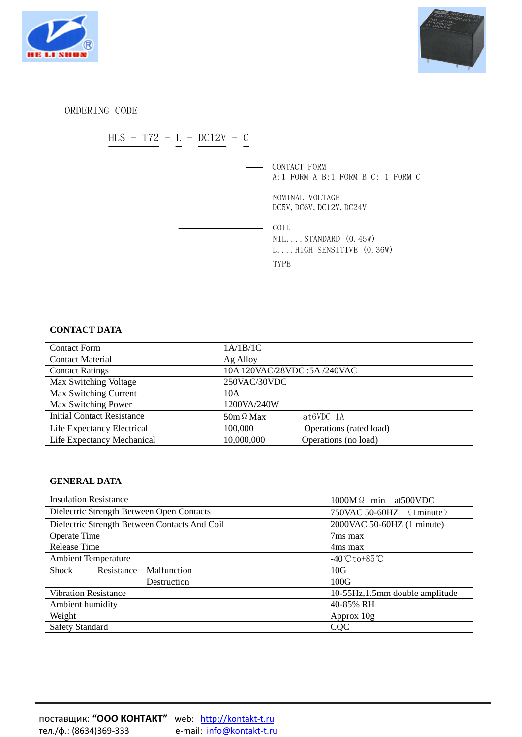## ORDERING CODE

```
HLS - T72 - L - DC12V - C
```

- **C** — CONTACT FORM: A:1 FORM A B:1 FORM B C: 1 FORM C
- **DC12V** — NOMINAL VOLTAGE: DC5V, DC6V, DC12V, DC24V
- **L** — COIL: NIL....STANDARD (0.45W); L....HIGH SENSITIVE (0.36W)
- **HLS - T72** — TYPE

## CONTACT DATA

| | |
|---|---|
| Contact Form | 1A/1B/1C |
| Contact Material | Ag Alloy |
| Contact Ratings | 10A 120VAC/28VDC :5A /240VAC |
| Max Switching Voltage | 250VAC/30VDC |
| Max Switching Current | 10A |
| Max Switching Power | 1200VA/240W |
| Initial Contact Resistance | 50mΩ Max at6VDC 1A |
| Life Expectancy Electrical | 100,000 Operations (rated load) |
| Life Expectancy Mechanical | 10,000,000 Operations (no load) |

## GENERAL DATA

| | | |
|---|---|---|
| Insulation Resistance | | 1000MΩ min at500VDC |
| Dielectric Strength Between Open Contacts | | 750VAC 50-60HZ （1minute） |
| Dielectric Strength Between Contacts And Coil | | 2000VAC 50-60HZ (1 minute) |
| Operate Time | | 7ms max |
| Release Time | | 4ms max |
| Ambient Temperature | | -40℃to+85℃ |
| Shock Resistance | Malfunction | 10G |
| | Destruction | 100G |
| Vibration Resistance | | 10-55Hz,1.5mm double amplitude |
| Ambient humidity | | 40-85% RH |
| Weight | | Approx 10g |
| Safety Standard | | CQC |

поставщик: **“ООО КОНТАКТ”** web: http://kontakt-t.ru
тел./ф.: (8634)369-333 e-mail: info@kontakt-t.ru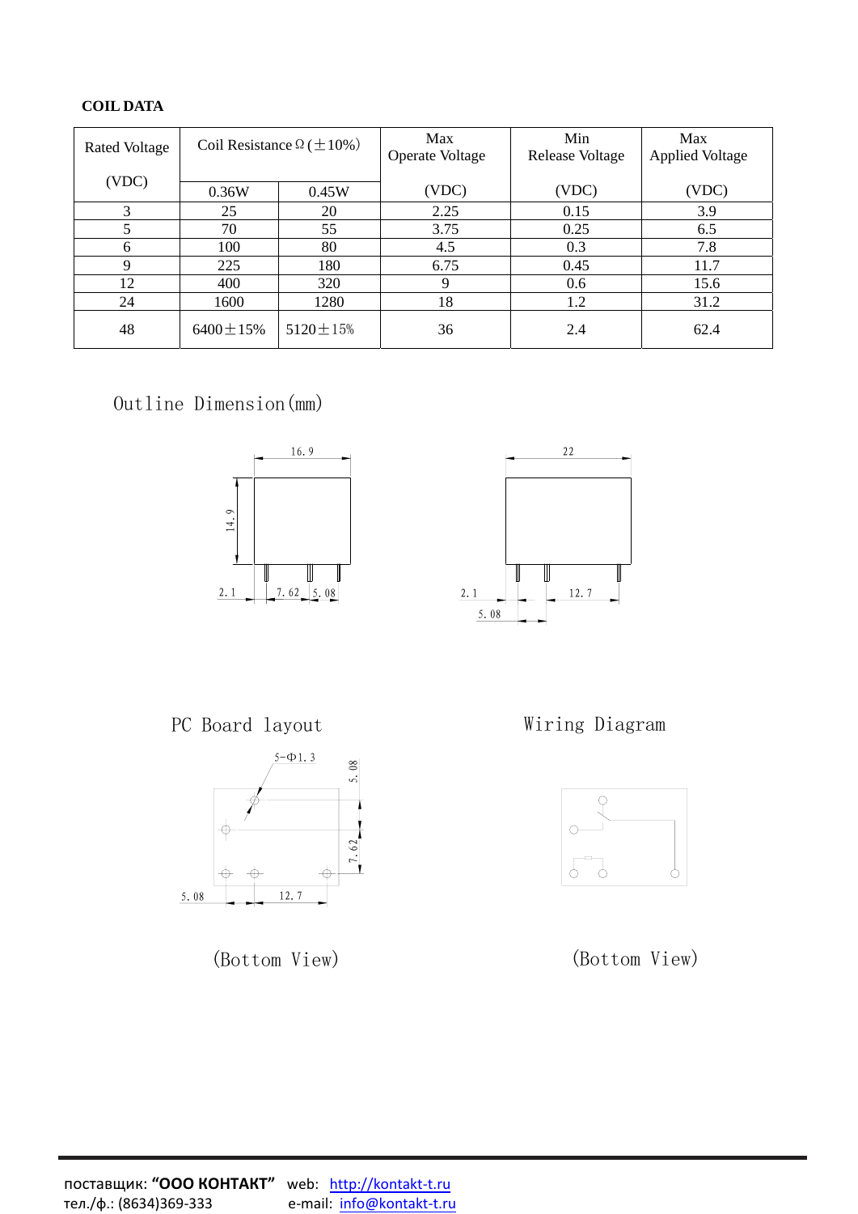**COIL DATA**

| Rated Voltage (VDC) | Coil Resistance Ω (±10%) | | Max Operate Voltage (VDC) | Min Release Voltage (VDC) | Max Applied Voltage (VDC) |
|---|---|---|---|---|---|
| | 0.36W | 0.45W | | | |
| 3 | 25 | 20 | 2.25 | 0.15 | 3.9 |
| 5 | 70 | 55 | 3.75 | 0.25 | 6.5 |
| 6 | 100 | 80 | 4.5 | 0.3 | 7.8 |
| 9 | 225 | 180 | 6.75 | 0.45 | 11.7 |
| 12 | 400 | 320 | 9 | 0.6 | 15.6 |
| 24 | 1600 | 1280 | 18 | 1.2 | 31.2 |
| 48 | 6400±15% | 5120±15% | 36 | 2.4 | 62.4 |

## Outline Dimension(mm)

16.9
14.9
2.1
7.62
5.08

22
2.1
12.7
5.08

## PC Board layout

5-Φ1.3
5.08
7.62
5.08
12.7

(Bottom View)

## Wiring Diagram

(Bottom View)

поставщик: **“ООО КОНТАКТ”** web: http://kontakt-t.ru
тел./ф.: (8634)369-333 e-mail: info@kontakt-t.ru